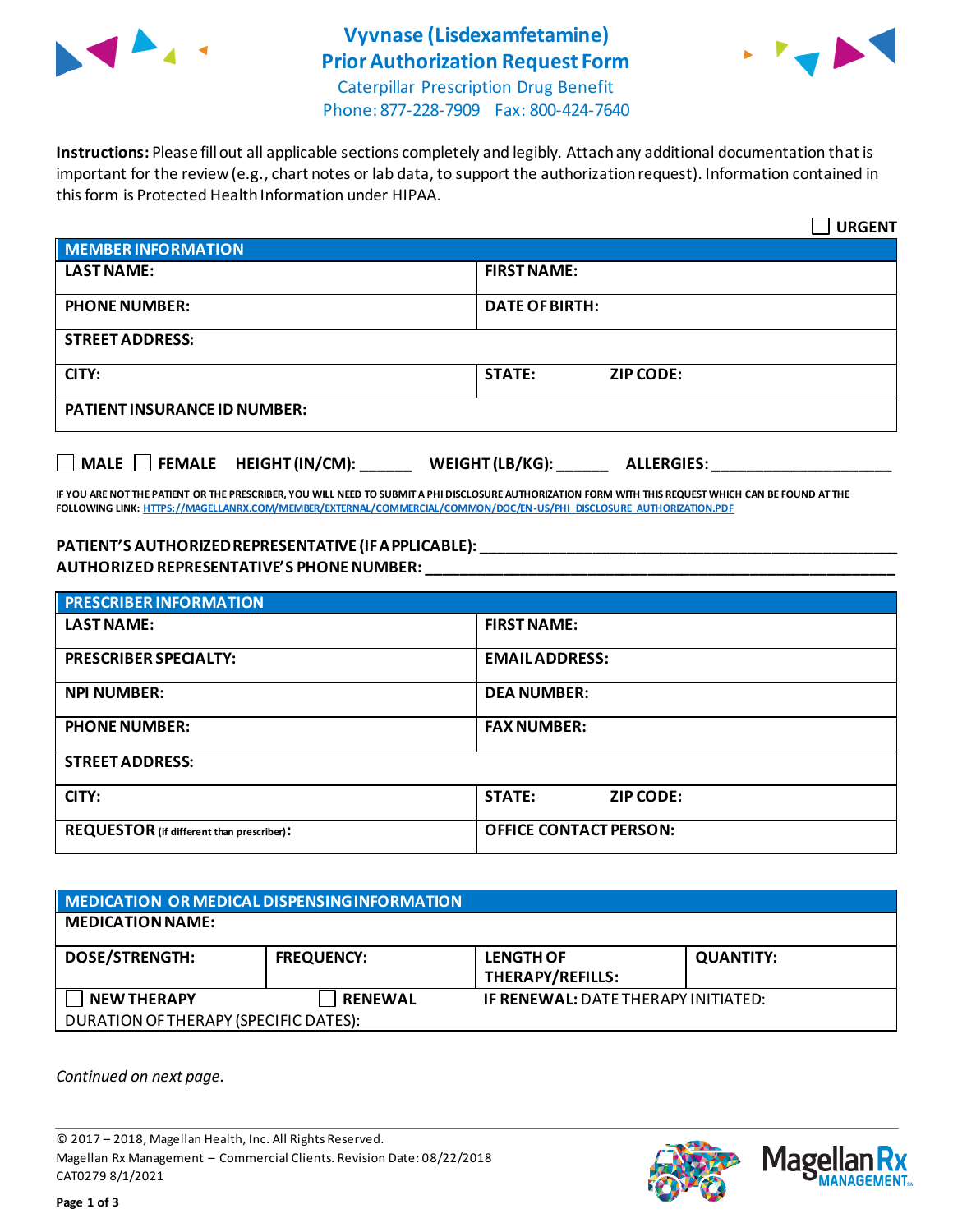# Vyvnase (Lisdexamfetamine) Prior Authorization Request Form

Caterpillar Prescription Drug Benefit
Phone: 877-228-7909 Fax: 800-424-7640

**Instructions:** Please fill out all applicable sections completely and legibly. Attach any additional documentation that is important for the review (e.g., chart notes or lab data, to support the authorization request). Information contained in this form is Protected Health Information under HIPAA.

☐ **URGENT**

| **MEMBER INFORMATION** | |
|---|---|
| **LAST NAME:** | **FIRST NAME:** |
| **PHONE NUMBER:** | **DATE OF BIRTH:** |
| **STREET ADDRESS:** | |
| **CITY:** | **STATE:** **ZIP CODE:** |
| **PATIENT INSURANCE ID NUMBER:** | |

☐ **MALE** ☐ **FEMALE** **HEIGHT (IN/CM):** ______ **WEIGHT (LB/KG):** ______ **ALLERGIES:** ____________________

**IF YOU ARE NOT THE PATIENT OR THE PRESCRIBER, YOU WILL NEED TO SUBMIT A PHI DISCLOSURE AUTHORIZATION FORM WITH THIS REQUEST WHICH CAN BE FOUND AT THE FOLLOWING LINK: HTTPS://MAGELLANRX.COM/MEMBER/EXTERNAL/COMMERCIAL/COMMON/DOC/EN-US/PHI_DISCLOSURE_AUTHORIZATION.PDF**

**PATIENT'S AUTHORIZED REPRESENTATIVE (IF APPLICABLE):** ____________________________________________
**AUTHORIZED REPRESENTATIVE'S PHONE NUMBER:** ____________________________________________

| **PRESCRIBER INFORMATION** | |
|---|---|
| **LAST NAME:** | **FIRST NAME:** |
| **PRESCRIBER SPECIALTY:** | **EMAIL ADDRESS:** |
| **NPI NUMBER:** | **DEA NUMBER:** |
| **PHONE NUMBER:** | **FAX NUMBER:** |
| **STREET ADDRESS:** | |
| **CITY:** | **STATE:** **ZIP CODE:** |
| **REQUESTOR** (if different than prescriber): | **OFFICE CONTACT PERSON:** |

| **MEDICATION OR MEDICAL DISPENSING INFORMATION** | | | |
|---|---|---|---|
| **MEDICATION NAME:** | | | |
| **DOSE/STRENGTH:** | **FREQUENCY:** | **LENGTH OF THERAPY/REFILLS:** | **QUANTITY:** |
| ☐ **NEW THERAPY** | ☐ **RENEWAL** | **IF RENEWAL:** DATE THERAPY INITIATED: | |
| DURATION OF THERAPY (SPECIFIC DATES): | | | |

*Continued on next page.*

© 2017 – 2018, Magellan Health, Inc. All Rights Reserved.
Magellan Rx Management – Commercial Clients. Revision Date: 08/22/2018
CAT0279 8/1/2021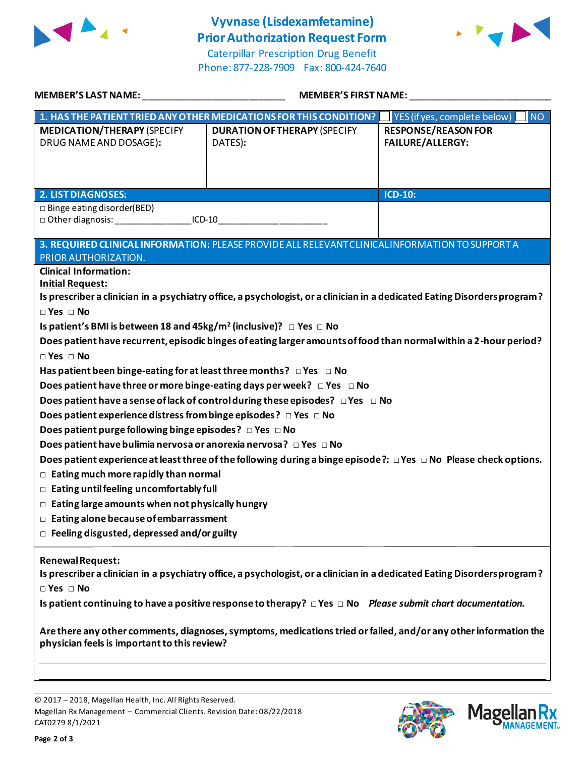# Vyvnase (Lisdexamfetamine) Prior Authorization Request Form

Caterpillar Prescription Drug Benefit
Phone: 877-228-7909 Fax: 800-424-7640

**MEMBER'S LAST NAME:** ___________________________ **MEMBER'S FIRST NAME:** ___________________________

| **1. HAS THE PATIENT TRIED ANY OTHER MEDICATIONS FOR THIS CONDITION?** | | ☐ YES (if yes, complete below) ☐ NO |
|---|---|---|
| **MEDICATION/THERAPY** (SPECIFY DRUG NAME AND DOSAGE): | **DURATION OF THERAPY** (SPECIFY DATES): | **RESPONSE/REASON FOR FAILURE/ALLERGY:** |
| | | |

| **2. LIST DIAGNOSES:** | **ICD-10:** |
|---|---|
| □ Binge eating disorder(BED)<br>□ Other diagnosis: _______________ICD-10______________________ | |

**3. REQUIRED CLINICAL INFORMATION:** PLEASE PROVIDE ALL RELEVANT CLINICAL INFORMATION TO SUPPORT A PRIOR AUTHORIZATION.

**Clinical Information:**

**Initial Request:**

**Is prescriber a clinician in a psychiatry office, a psychologist, or a clinician in a dedicated Eating Disorders program?**
□ Yes □ No

**Is patient's BMI is between 18 and 45kg/m² (inclusive)?** □ Yes □ No

**Does patient have recurrent, episodic binges of eating larger amounts of food than normal within a 2-hour period?**
□ Yes □ No

**Has patient been binge-eating for at least three months?** □ Yes □ No

**Does patient have three or more binge-eating days per week?** □ Yes □ No

**Does patient have a sense of lack of control during these episodes?** □ Yes □ No

**Does patient experience distress from binge episodes?** □ Yes □ No

**Does patient purge following binge episodes?** □ Yes □ No

**Does patient have bulimia nervosa or anorexia nervosa?** □ Yes □ No

**Does patient experience at least three of the following during a binge episode?:** □ Yes □ No **Please check options.**

- □ **Eating much more rapidly than normal**
- □ **Eating until feeling uncomfortably full**
- □ **Eating large amounts when not physically hungry**
- □ **Eating alone because of embarrassment**
- □ **Feeling disgusted, depressed and/or guilty**

**Renewal Request:**

**Is prescriber a clinician in a psychiatry office, a psychologist, or a clinician in a dedicated Eating Disorders program?**
□ Yes □ No

**Is patient continuing to have a positive response to therapy?** □ Yes □ No ***Please submit chart documentation.***

**Are there any other comments, diagnoses, symptoms, medications tried or failed, and/or any other information the physician feels is important to this review?**

_______________________________________________________________________________

_______________________________________________________________________________

© 2017 – 2018, Magellan Health, Inc. All Rights Reserved.
Magellan Rx Management – Commercial Clients. Revision Date: 08/22/2018
CAT0279 8/1/2021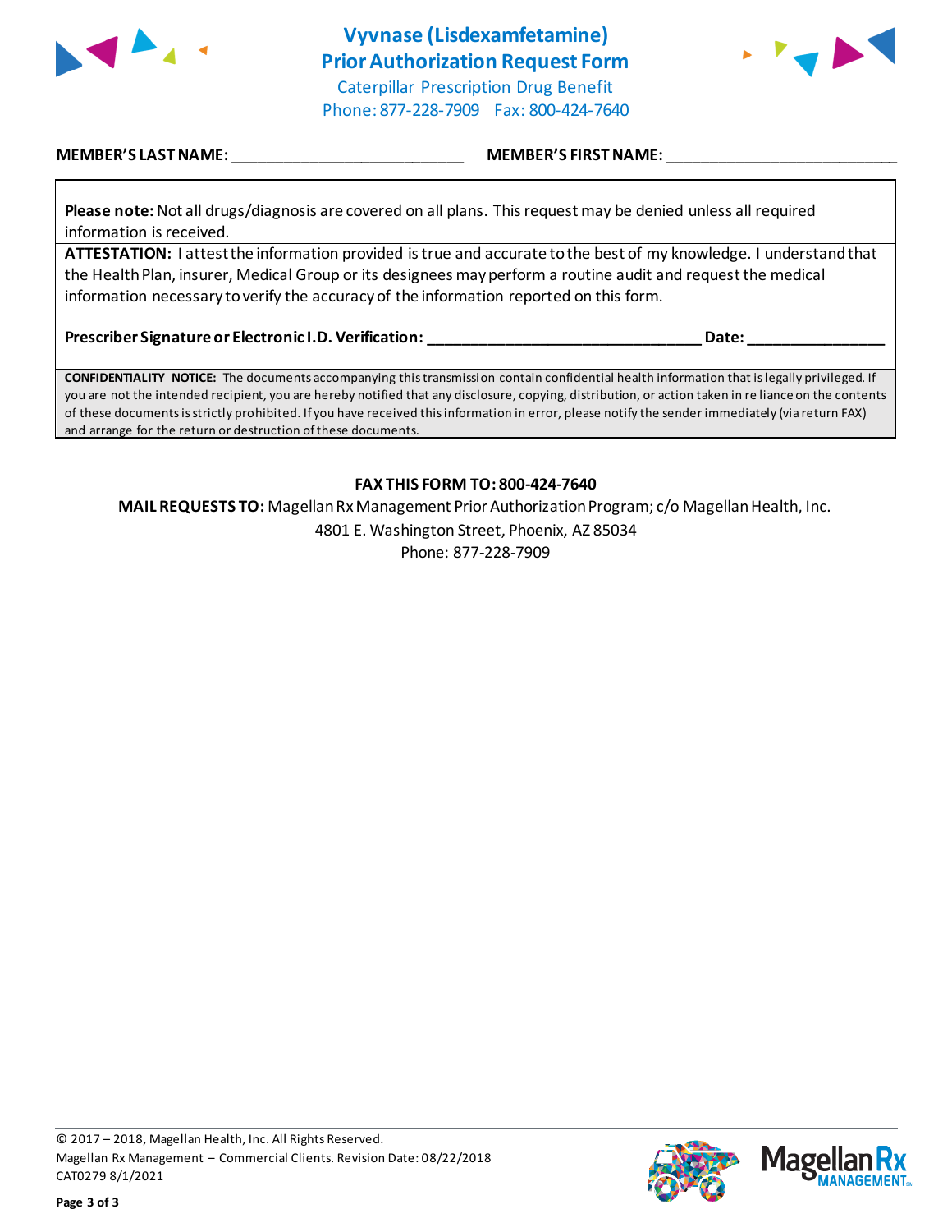# Vyvnase (Lisdexamfetamine) Prior Authorization Request Form

Caterpillar Prescription Drug Benefit
Phone: 877-228-7909 Fax: 800-424-7640

**MEMBER'S LAST NAME:** ___________________________ **MEMBER'S FIRST NAME:** ___________________________

**Please note:** Not all drugs/diagnosis are covered on all plans. This request may be denied unless all required information is received.

**ATTESTATION:** I attest the information provided is true and accurate to the best of my knowledge. I understand that the Health Plan, insurer, Medical Group or its designees may perform a routine audit and request the medical information necessary to verify the accuracy of the information reported on this form.

**Prescriber Signature or Electronic I.D. Verification:** ________________________________ **Date:** ________________

**CONFIDENTIALITY NOTICE:** The documents accompanying this transmission contain confidential health information that is legally privileged. If you are not the intended recipient, you are hereby notified that any disclosure, copying, distribution, or action taken in reliance on the contents of these documents is strictly prohibited. If you have received this information in error, please notify the sender immediately (via return FAX) and arrange for the return or destruction of these documents.

**FAX THIS FORM TO: 800-424-7640**

**MAIL REQUESTS TO:** Magellan Rx Management Prior Authorization Program; c/o Magellan Health, Inc.
4801 E. Washington Street, Phoenix, AZ 85034
Phone: 877-228-7909

© 2017 – 2018, Magellan Health, Inc. All Rights Reserved.
Magellan Rx Management – Commercial Clients. Revision Date: 08/22/2018
CAT0279 8/1/2021